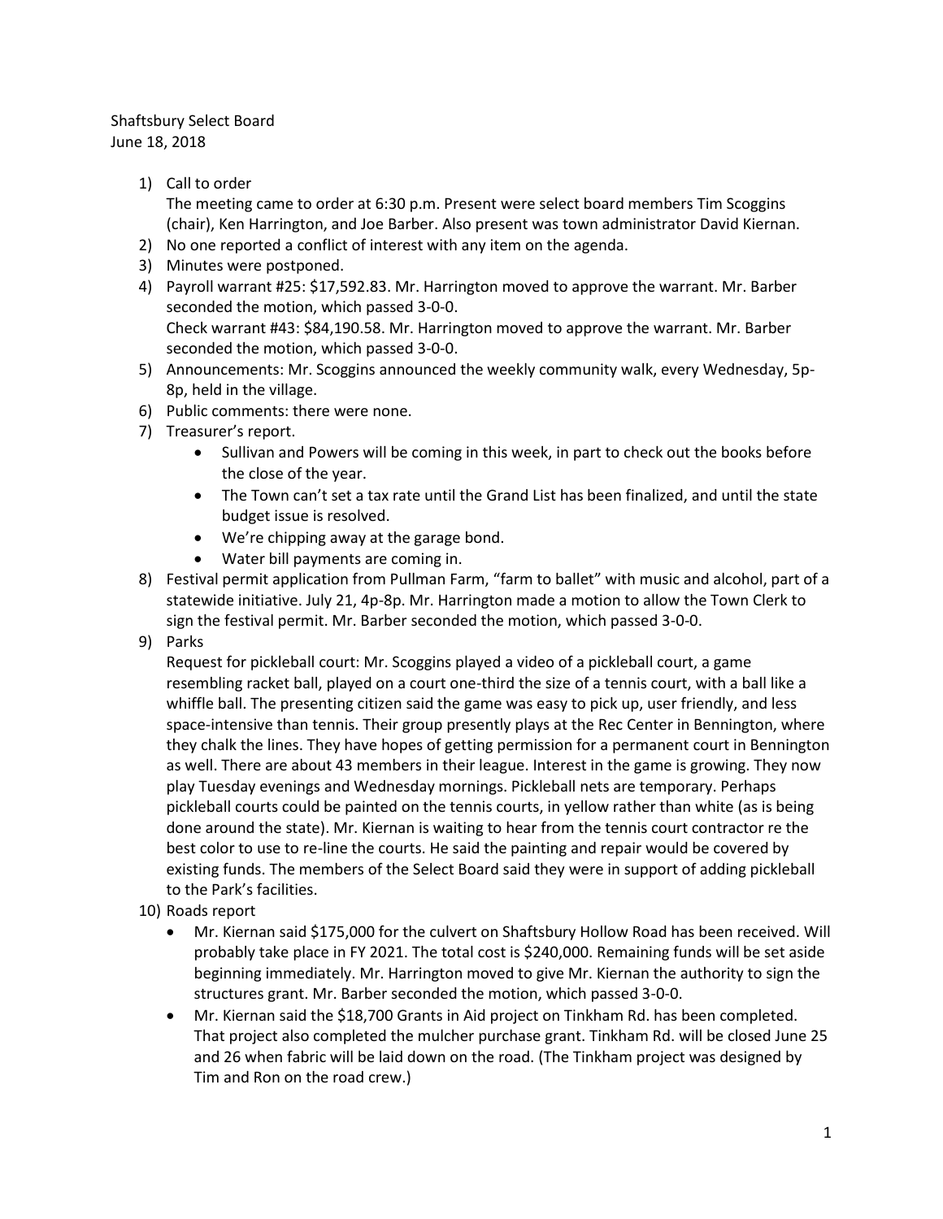Shaftsbury Select Board
June 18, 2018

1) Call to order
   The meeting came to order at 6:30 p.m. Present were select board members Tim Scoggins (chair), Ken Harrington, and Joe Barber. Also present was town administrator David Kiernan.
2) No one reported a conflict of interest with any item on the agenda.
3) Minutes were postponed.
4) Payroll warrant #25: $17,592.83. Mr. Harrington moved to approve the warrant. Mr. Barber seconded the motion, which passed 3-0-0.
   Check warrant #43: $84,190.58. Mr. Harrington moved to approve the warrant. Mr. Barber seconded the motion, which passed 3-0-0.
5) Announcements: Mr. Scoggins announced the weekly community walk, every Wednesday, 5p-8p, held in the village.
6) Public comments: there were none.
7) Treasurer's report.
   - Sullivan and Powers will be coming in this week, in part to check out the books before the close of the year.
   - The Town can't set a tax rate until the Grand List has been finalized, and until the state budget issue is resolved.
   - We're chipping away at the garage bond.
   - Water bill payments are coming in.
8) Festival permit application from Pullman Farm, "farm to ballet" with music and alcohol, part of a statewide initiative. July 21, 4p-8p. Mr. Harrington made a motion to allow the Town Clerk to sign the festival permit. Mr. Barber seconded the motion, which passed 3-0-0.
9) Parks
   Request for pickleball court: Mr. Scoggins played a video of a pickleball court, a game resembling racket ball, played on a court one-third the size of a tennis court, with a ball like a whiffle ball. The presenting citizen said the game was easy to pick up, user friendly, and less space-intensive than tennis. Their group presently plays at the Rec Center in Bennington, where they chalk the lines. They have hopes of getting permission for a permanent court in Bennington as well. There are about 43 members in their league. Interest in the game is growing. They now play Tuesday evenings and Wednesday mornings. Pickleball nets are temporary. Perhaps pickleball courts could be painted on the tennis courts, in yellow rather than white (as is being done around the state). Mr. Kiernan is waiting to hear from the tennis court contractor re the best color to use to re-line the courts. He said the painting and repair would be covered by existing funds. The members of the Select Board said they were in support of adding pickleball to the Park's facilities.
10) Roads report
    - Mr. Kiernan said $175,000 for the culvert on Shaftsbury Hollow Road has been received. Will probably take place in FY 2021. The total cost is $240,000. Remaining funds will be set aside beginning immediately. Mr. Harrington moved to give Mr. Kiernan the authority to sign the structures grant. Mr. Barber seconded the motion, which passed 3-0-0.
    - Mr. Kiernan said the $18,700 Grants in Aid project on Tinkham Rd. has been completed. That project also completed the mulcher purchase grant. Tinkham Rd. will be closed June 25 and 26 when fabric will be laid down on the road. (The Tinkham project was designed by Tim and Ron on the road crew.)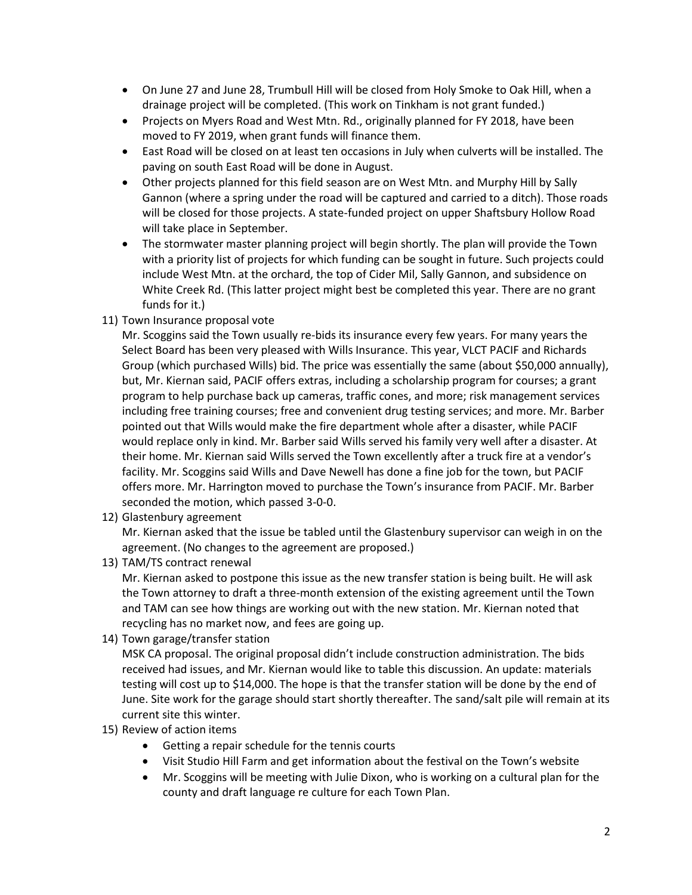- On June 27 and June 28, Trumbull Hill will be closed from Holy Smoke to Oak Hill, when a drainage project will be completed. (This work on Tinkham is not grant funded.)
- Projects on Myers Road and West Mtn. Rd., originally planned for FY 2018, have been moved to FY 2019, when grant funds will finance them.
- East Road will be closed on at least ten occasions in July when culverts will be installed. The paving on south East Road will be done in August.
- Other projects planned for this field season are on West Mtn. and Murphy Hill by Sally Gannon (where a spring under the road will be captured and carried to a ditch). Those roads will be closed for those projects. A state-funded project on upper Shaftsbury Hollow Road will take place in September.
- The stormwater master planning project will begin shortly. The plan will provide the Town with a priority list of projects for which funding can be sought in future. Such projects could include West Mtn. at the orchard, the top of Cider Mil, Sally Gannon, and subsidence on White Creek Rd. (This latter project might best be completed this year. There are no grant funds for it.)

11) Town Insurance proposal vote

Mr. Scoggins said the Town usually re-bids its insurance every few years. For many years the Select Board has been very pleased with Wills Insurance. This year, VLCT PACIF and Richards Group (which purchased Wills) bid. The price was essentially the same (about $50,000 annually), but, Mr. Kiernan said, PACIF offers extras, including a scholarship program for courses; a grant program to help purchase back up cameras, traffic cones, and more; risk management services including free training courses; free and convenient drug testing services; and more. Mr. Barber pointed out that Wills would make the fire department whole after a disaster, while PACIF would replace only in kind. Mr. Barber said Wills served his family very well after a disaster. At their home. Mr. Kiernan said Wills served the Town excellently after a truck fire at a vendor's facility. Mr. Scoggins said Wills and Dave Newell has done a fine job for the town, but PACIF offers more. Mr. Harrington moved to purchase the Town's insurance from PACIF. Mr. Barber seconded the motion, which passed 3-0-0.

12) Glastenbury agreement

Mr. Kiernan asked that the issue be tabled until the Glastenbury supervisor can weigh in on the agreement. (No changes to the agreement are proposed.)

13) TAM/TS contract renewal

Mr. Kiernan asked to postpone this issue as the new transfer station is being built. He will ask the Town attorney to draft a three-month extension of the existing agreement until the Town and TAM can see how things are working out with the new station. Mr. Kiernan noted that recycling has no market now, and fees are going up.

14) Town garage/transfer station

MSK CA proposal. The original proposal didn't include construction administration. The bids received had issues, and Mr. Kiernan would like to table this discussion. An update: materials testing will cost up to $14,000. The hope is that the transfer station will be done by the end of June. Site work for the garage should start shortly thereafter. The sand/salt pile will remain at its current site this winter.

15) Review of action items

- Getting a repair schedule for the tennis courts
- Visit Studio Hill Farm and get information about the festival on the Town's website
- Mr. Scoggins will be meeting with Julie Dixon, who is working on a cultural plan for the county and draft language re culture for each Town Plan.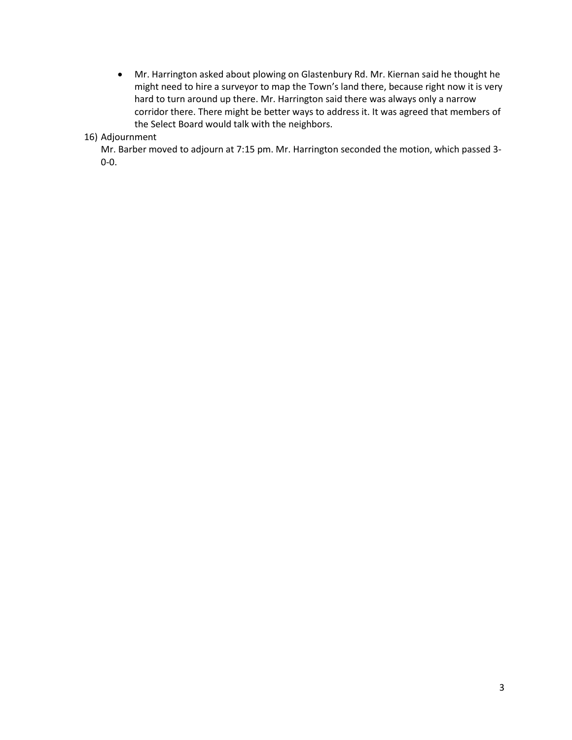- Mr. Harrington asked about plowing on Glastenbury Rd. Mr. Kiernan said he thought he might need to hire a surveyor to map the Town's land there, because right now it is very hard to turn around up there. Mr. Harrington said there was always only a narrow corridor there. There might be better ways to address it. It was agreed that members of the Select Board would talk with the neighbors.

16) Adjournment

Mr. Barber moved to adjourn at 7:15 pm. Mr. Harrington seconded the motion, which passed 3-0-0.